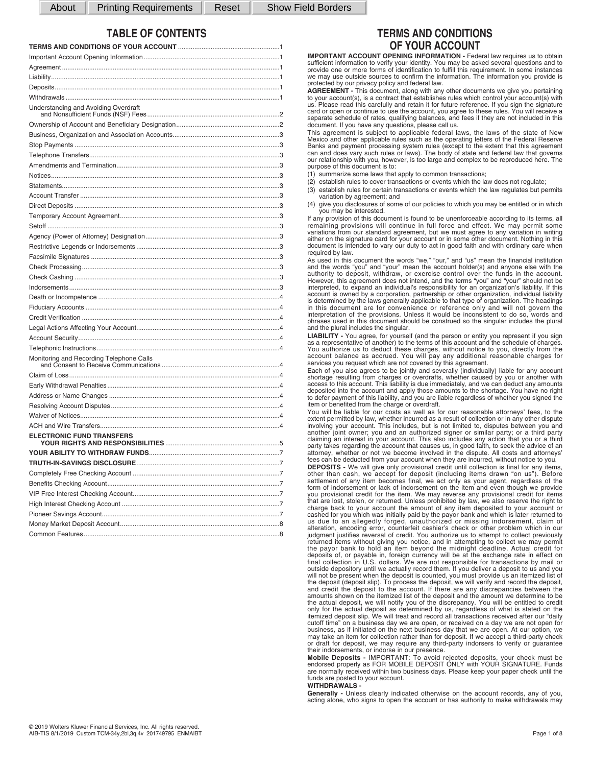About | Printing Requirements | Reset | Show Field Borders

# TABLE OF CONTENTS

| | |
|---|---|
| **TERMS AND CONDITIONS OF YOUR ACCOUNT** | 1 |
| Important Account Opening Information | 1 |
| Agreement | 1 |
| Liability | 1 |
| Deposits | 1 |
| Withdrawals | 1 |
| Understanding and Avoiding Overdraft and Nonsufficient Funds (NSF) Fees | 2 |
| Ownership of Account and Beneficiary Designation | 2 |
| Business, Organization and Association Accounts | 3 |
| Stop Payments | 3 |
| Telephone Transfers | 3 |
| Amendments and Termination | 3 |
| Notices | 3 |
| Statements | 3 |
| Account Transfer | 3 |
| Direct Deposits | 3 |
| Temporary Account Agreement | 3 |
| Setoff | 3 |
| Agency (Power of Attorney) Designation | 3 |
| Restrictive Legends or Indorsements | 3 |
| Facsimile Signatures | 3 |
| Check Processing | 3 |
| Check Cashing | 3 |
| Indorsements | 3 |
| Death or Incompetence | 4 |
| Fiduciary Accounts | 4 |
| Credit Verification | 4 |
| Legal Actions Affecting Your Account | 4 |
| Account Security | 4 |
| Telephonic Instructions | 4 |
| Monitoring and Recording Telephone Calls and Consent to Receive Communications | 4 |
| Claim of Loss | 4 |
| Early Withdrawal Penalties | 4 |
| Address or Name Changes | 4 |
| Resolving Account Disputes | 4 |
| Waiver of Notices | 4 |
| ACH and Wire Transfers | 4 |
| **ELECTRONIC FUND TRANSFERS YOUR RIGHTS AND RESPONSIBILITIES** | 5 |
| **YOUR ABILITY TO WITHDRAW FUNDS** | 7 |
| **TRUTH-IN-SAVINGS DISCLOSURE** | 7 |
| Completely Free Checking Account | 7 |
| Benefits Checking Account | 7 |
| VIP Free Interest Checking Account | 7 |
| High Interest Checking Account | 7 |
| Pioneer Savings Account | 7 |
| Money Market Deposit Account | 8 |
| Common Features | 8 |

# TERMS AND CONDITIONS OF YOUR ACCOUNT

**IMPORTANT ACCOUNT OPENING INFORMATION -** Federal law requires us to obtain sufficient information to verify your identity. You may be asked several questions and to provide one or more forms of identification to fulfill this requirement. In some instances we may use outside sources to confirm the information. The information you provide is protected by our privacy policy and federal law.

**AGREEMENT -** This document, along with any other documents we give you pertaining to your account(s), is a contract that establishes rules which control your account(s) with us. Please read this carefully and retain it for future reference. If you sign the signature card or open or continue to use the account, you agree to these rules. You will receive a separate schedule of rates, qualifying balances, and fees if they are not included in this document. If you have any questions, please call us.

This agreement is subject to applicable federal laws, the laws of the state of New Mexico and other applicable rules such as the operating letters of the Federal Reserve Banks and payment processing system rules (except to the extent that this agreement can and does vary such rules or laws). The body of state and federal law that governs our relationship with you, however, is too large and complex to be reproduced here. The purpose of this document is to:

(1) summarize some laws that apply to common transactions;
(2) establish rules to cover transactions or events which the law does not regulate;
(3) establish rules for certain transactions or events which the law regulates but permits variation by agreement; and
(4) give you disclosures of some of our policies to which you may be entitled or in which you may be interested.

If any provision of this document is found to be unenforceable according to its terms, all remaining provisions will continue in full force and effect. We may permit some variations from our standard agreement, but we must agree to any variation in writing either on the signature card for your account or in some other document. Nothing in this document is intended to vary our duty to act in good faith and with ordinary care when required by law.

As used in this document the words "we," "our," and "us" mean the financial institution and the words "you" and "your" mean the account holder(s) and anyone else with the authority to deposit, withdraw, or exercise control over the funds in the account. However, this agreement does not intend, and the terms "you" and "your" should not be interpreted, to expand an individual's responsibility for an organization's liability. If this account is owned by a corporation, partnership or other organization, individual liability is determined by the laws generally applicable to that type of organization. The headings in this document are for convenience or reference only and will not govern the interpretation of the provisions. Unless it would be inconsistent to do so, words and phrases used in this document should be construed so the singular includes the plural and the plural includes the singular.

**LIABILITY -** You agree, for yourself (and the person or entity you represent if you sign as a representative of another) to the terms of this account and the schedule of charges. You authorize us to deduct these charges, without notice to you, directly from the account balance as accrued. You will pay any additional reasonable charges for services you request which are not covered by this agreement.

Each of you also agrees to be jointly and severally (individually) liable for any account shortage resulting from charges or overdrafts, whether caused by you or another with access to this account. This liability is due immediately, and we can deduct any amounts deposited into the account and apply those amounts to the shortage. You have no right to defer payment of this liability, and you are liable regardless of whether you signed the item or benefited from the charge or overdraft.

You will be liable for our costs as well as for our reasonable attorneys' fees, to the extent permitted by law, whether incurred as a result of collection or in any other dispute involving your account. This includes, but is not limited to, disputes between you and another joint owner; you and an authorized signer or similar party; or a third party claiming an interest in your account. This also includes any action that you or a third party takes regarding the account that causes us, in good faith, to seek the advice of an attorney, whether or not we become involved in the dispute. All costs and attorneys' fees can be deducted from your account when they are incurred, without notice to you.

**DEPOSITS -** We will give only provisional credit until collection is final for any items, other than cash, we accept for deposit (including items drawn "on us"). Before settlement of any item becomes final, we act only as your agent, regardless of the form of indorsement or lack of indorsement on the item and even though we provide you provisional credit for the item. We may reverse any provisional credit for items that are lost, stolen, or returned. Unless prohibited by law, we also reserve the right to charge back to your account the amount of any item deposited to your account or cashed for you which was initially paid by the payor bank and which is later returned to us due to an allegedly forged, unauthorized or missing indorsement, claim of alteration, encoding error, counterfeit cashier's check or other problem which in our judgment justifies reversal of credit. You authorize us to attempt to collect previously returned items without giving you notice, and in attempting to collect we may permit the payor bank to hold an item beyond the midnight deadline. Actual credit for deposits of, or payable in, foreign currency will be at the exchange rate in effect on final collection in U.S. dollars. We are not responsible for transactions by mail or outside depository until we actually record them. If you deliver a deposit to us and you will not be present when the deposit is counted, you must provide us an itemized list of the deposit (deposit slip). To process the deposit, we will verify and record the deposit, and credit the deposit to the account. If there are any discrepancies between the amounts shown on the itemized list of the deposit and the amount we determine to be the actual deposit, we will notify you of the discrepancy. You will be entitled to credit only for the actual deposit as determined by us, regardless of what is stated on the itemized deposit slip. We will treat and record all transactions received after our "daily cutoff time" on a business day we are open, or received on a day we are not open for business, as if initiated on the next business day that we are open. At our option, we may take an item for collection rather than for deposit. If we accept a third-party check or draft for deposit, we may require any third-party indorsers to verify or guarantee their indorsements, or indorse in our presence.

**Mobile Deposits -** IMPORTANT: To avoid rejected deposits, your check must be endorsed properly as FOR MOBILE DEPOSIT ONLY with YOUR SIGNATURE. Funds are normally received within two business days. Please keep your paper check until the funds are posted to your account.

**WITHDRAWALS -**

**Generally -** Unless clearly indicated otherwise on the account records, any of you, acting alone, who signs to open the account or has authority to make withdrawals may

© 2019 Wolters Kluwer Financial Services, Inc. All rights reserved.
AIB-TIS 8/1/2019 Custom TCM-34y,2bl,3q,4v 201749795 ENMAIBT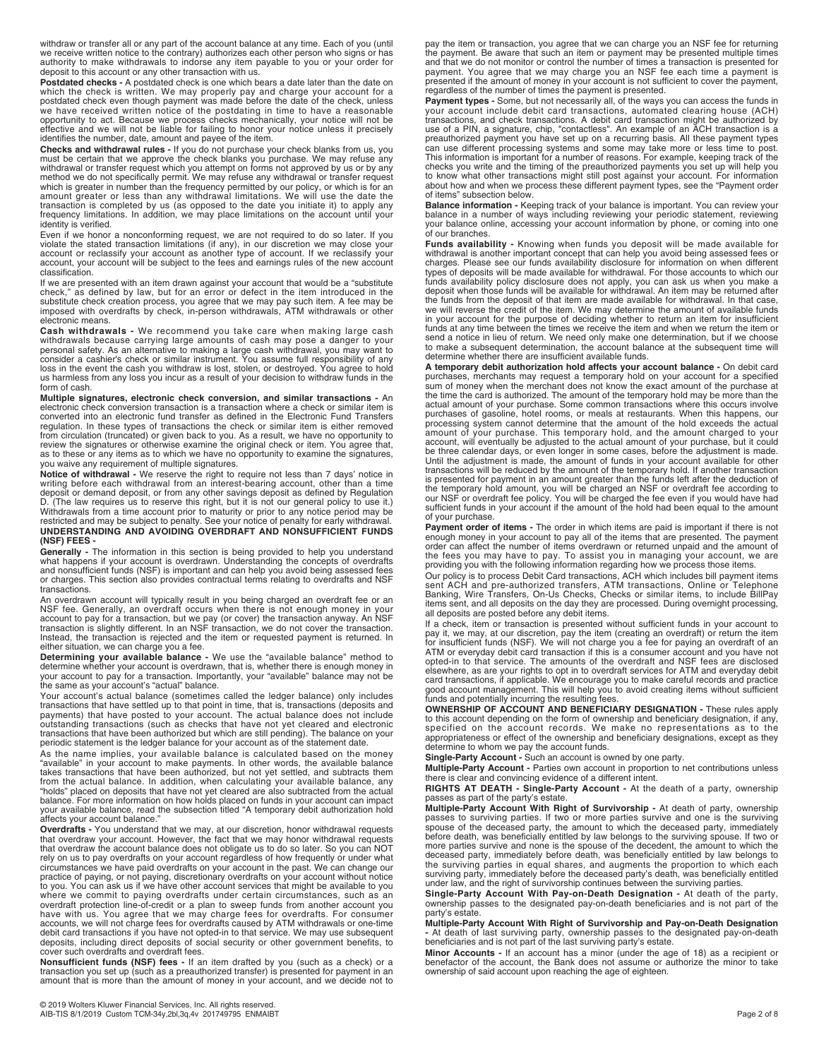withdraw or transfer all or any part of the account balance at any time. Each of you (until we receive written notice to the contrary) authorizes each other person who signs or has authority to make withdrawals to indorse any item payable to you or your order for deposit to this account or any other transaction with us.

**Postdated checks -** A postdated check is one which bears a date later than the date on which the check is written. We may properly pay and charge your account for a postdated check even though payment was made before the date of the check, unless we have received written notice of the postdating in time to have a reasonable opportunity to act. Because we process checks mechanically, your notice will not be effective and we will not be liable for failing to honor your notice unless it precisely identifies the number, date, amount and payee of the item.

**Checks and withdrawal rules -** If you do not purchase your check blanks from us, you must be certain that we approve the check blanks you purchase. We may refuse any withdrawal or transfer request which you attempt on forms not approved by us or by any method we do not specifically permit. We may refuse any withdrawal or transfer request which is greater in number than the frequency permitted by our policy, or which is for an amount greater or less than any withdrawal limitations. We will use the date the transaction is completed by us (as opposed to the date you initiate it) to apply any frequency limitations. In addition, we may place limitations on the account until your identity is verified.

Even if we honor a nonconforming request, we are not required to do so later. If you violate the stated transaction limitations (if any), in our discretion we may close your account or reclassify your account as another type of account. If we reclassify your account, your account will be subject to the fees and earnings rules of the new account classification.

If we are presented with an item drawn against your account that would be a "substitute check," as defined by law, but for an error or defect in the item introduced in the substitute check creation process, you agree that we may pay such item. A fee may be imposed with overdrafts by check, in-person withdrawals, ATM withdrawals or other electronic means.

**Cash withdrawals -** We recommend you take care when making large cash withdrawals because carrying large amounts of cash may pose a danger to your personal safety. As an alternative to making a large cash withdrawal, you may want to consider a cashier's check or similar instrument. You assume full responsibility of any loss in the event the cash you withdraw is lost, stolen, or destroyed. You agree to hold us harmless from any loss you incur as a result of your decision to withdraw funds in the form of cash.

**Multiple signatures, electronic check conversion, and similar transactions -** An electronic check conversion transaction is a transaction where a check or similar item is converted into an electronic fund transfer as defined in the Electronic Fund Transfers regulation. In these types of transactions the check or similar item is either removed from circulation (truncated) or given back to you. As a result, we have no opportunity to review the signatures or otherwise examine the original check or item. You agree that, as to these or any items as to which we have no opportunity to examine the signatures, you waive any requirement of multiple signatures.

**Notice of withdrawal -** We reserve the right to require not less than 7 days' notice in writing before each withdrawal from an interest-bearing account, other than a time deposit or demand deposit, or from any other savings deposit as defined by Regulation D. (The law requires us to reserve this right, but it is not our general policy to use it.) Withdrawals from a time account prior to maturity or prior to any notice period may be restricted and may be subject to penalty. See your notice of penalty for early withdrawal.

**UNDERSTANDING AND AVOIDING OVERDRAFT AND NONSUFFICIENT FUNDS (NSF) FEES -**

**Generally -** The information in this section is being provided to help you understand what happens if your account is overdrawn. Understanding the concepts of overdrafts and nonsufficient funds (NSF) is important and can help you avoid being assessed fees or charges. This section also provides contractual terms relating to overdrafts and NSF transactions.

An overdrawn account will typically result in you being charged an overdraft fee or an NSF fee. Generally, an overdraft occurs when there is not enough money in your account to pay for a transaction, but we pay (or cover) the transaction anyway. An NSF transaction is slightly different. In an NSF transaction, we do not cover the transaction. Instead, the transaction is rejected and the item or requested payment is returned. In either situation, we can charge you a fee.

**Determining your available balance -** We use the "available balance" method to determine whether your account is overdrawn, that is, whether there is enough money in your account to pay for a transaction. Importantly, your "available" balance may not be the same as your account's "actual" balance.

Your account's actual balance (sometimes called the ledger balance) only includes transactions that have settled up to that point in time, that is, transactions (deposits and payments) that have posted to your account. The actual balance does not include outstanding transactions (such as checks that have not yet cleared and electronic transactions that have been authorized but which are still pending). The balance on your periodic statement is the ledger balance for your account as of the statement date.

As the name implies, your available balance is calculated based on the money "available" in your account to make payments. In other words, the available balance takes transactions that have been authorized, but not yet settled, and subtracts them from the actual balance. In addition, when calculating your available balance, any "holds" placed on deposits that have not yet cleared are also subtracted from the actual balance. For more information on how holds placed on funds in your account can impact your available balance, read the subsection titled "A temporary debit authorization hold affects your account balance."

**Overdrafts -** You understand that we may, at our discretion, honor withdrawal requests that overdraw your account. However, the fact that we may honor withdrawal requests that overdraw the account balance does not obligate us to do so later. So you can NOT rely on us to pay overdrafts on your account regardless of how frequently or under what circumstances we have paid overdrafts on your account in the past. We can change our practice of paying, or not paying, discretionary overdrafts on your account without notice to you. You can ask us if we have other account services that might be available to you where we commit to paying overdrafts under certain circumstances, such as an overdraft protection line-of-credit or a plan to sweep funds from another account you have with us. You agree that we may charge fees for overdrafts. For consumer accounts, we will not charge fees for overdrafts caused by ATM withdrawals or one-time debit card transactions if you have not opted-in to that service. We may use subsequent deposits, including direct deposits of social security or other government benefits, to cover such overdrafts and overdraft fees.

**Nonsufficient funds (NSF) fees -** If an item drafted by you (such as a check) or a transaction you set up (such as a preauthorized transfer) is presented for payment in an amount that is more than the amount of money in your account, and we decide not to pay the item or transaction, you agree that we can charge you an NSF fee for returning the payment. Be aware that such an item or payment may be presented multiple times and that we do not monitor or control the number of times a transaction is presented for payment. You agree that we may charge you an NSF fee each time a payment is presented if the amount of money in your account is not sufficient to cover the payment, regardless of the number of times the payment is presented.

**Payment types -** Some, but not necessarily all, of the ways you can access the funds in your account include debit card transactions, automated clearing house (ACH) transactions, and check transactions. A debit card transaction might be authorized by use of a PIN, a signature, chip, "contactless". An example of an ACH transaction is a preauthorized payment you have set up on a recurring basis. All these payment types can use different processing systems and some may take more or less time to post. This information is important for a number of reasons. For example, keeping track of the checks you write and the timing of the preauthorized payments you set up will help you to know what other transactions might still post against your account. For information about how and when we process these different payment types, see the "Payment order of items" subsection below.

**Balance information -** Keeping track of your balance is important. You can review your balance in a number of ways including reviewing your periodic statement, reviewing your balance online, accessing your account information by phone, or coming into one of our branches.

**Funds availability -** Knowing when funds you deposit will be made available for withdrawal is another important concept that can help you avoid being assessed fees or charges. Please see our funds availability disclosure for information on when different types of deposits will be made available for withdrawal. For those accounts to which our funds availability policy disclosure does not apply, you can ask us when you make a deposit when those funds will be available for withdrawal. An item may be returned after the funds from the deposit of that item are made available for withdrawal. In that case, we will reverse the credit of the item. We may determine the amount of available funds in your account for the purpose of deciding whether to return an item for insufficient funds at any time between the times we receive the item and when we return the item or send a notice in lieu of return. We need only make one determination, but if we choose to make a subsequent determination, the account balance at the subsequent time will determine whether there are insufficient available funds.

**A temporary debit authorization hold affects your account balance -** On debit card purchases, merchants may request a temporary hold on your account for a specified sum of money when the merchant does not know the exact amount of the purchase at the time the card is authorized. The amount of the temporary hold may be more than the actual amount of your purchase. Some common transactions where this occurs involve purchases of gasoline, hotel rooms, or meals at restaurants. When this happens, our processing system cannot determine that the amount of the hold exceeds the actual amount of your purchase. This temporary hold, and the amount charged to your account, will eventually be adjusted to the actual amount of your purchase, but it could be three calendar days, or even longer in some cases, before the adjustment is made. Until the adjustment is made, the amount of funds in your account available for other transactions will be reduced by the amount of the temporary hold. If another transaction is presented for payment in an amount greater than the funds left after the deduction of the temporary hold amount, you will be charged an NSF or overdraft fee according to our NSF or overdraft fee policy. You will be charged the fee even if you would have had sufficient funds in your account if the amount of the hold had been equal to the amount of your purchase.

**Payment order of items -** The order in which items are paid is important if there is not enough money in your account to pay all of the items that are presented. The payment order can affect the number of items overdrawn or returned unpaid and the amount of the fees you may have to pay. To assist you in managing your account, we are providing you with the following information regarding how we process those items.

Our policy is to process Debit Card transactions, ACH which includes bill payment items sent ACH and pre-authorized transfers, ATM transactions, Online or Telephone Banking, Wire Transfers, On-Us Checks, Checks or similar items, to include BillPay items sent, and all deposits on the day they are processed. During overnight processing, all deposits are posted before any debit items.

If a check, item or transaction is presented without sufficient funds in your account to pay it, we may, at our discretion, pay the item (creating an overdraft) or return the item for insufficient funds (NSF). We will not charge you a fee for paying an overdraft of an ATM or everyday debit card transaction if this is a consumer account and you have not opted-in to that service. The amounts of the overdraft and NSF fees are disclosed elsewhere, as are your rights to opt in to overdraft services for ATM and everyday debit card transactions, if applicable. We encourage you to make careful records and practice good account management. This will help you to avoid creating items without sufficient funds and potentially incurring the resulting fees.

**OWNERSHIP OF ACCOUNT AND BENEFICIARY DESIGNATION -** These rules apply to this account depending on the form of ownership and beneficiary designation, if any, specified on the account records. We make no representations as to the appropriateness or effect of the ownership and beneficiary designations, except as they determine to whom we pay the account funds.

**Single-Party Account -** Such an account is owned by one party.

**Multiple-Party Account -** Parties own account in proportion to net contributions unless there is clear and convincing evidence of a different intent.

**RIGHTS AT DEATH - Single-Party Account -** At the death of a party, ownership passes as part of the party's estate.

**Multiple-Party Account With Right of Survivorship -** At death of party, ownership passes to surviving parties. If two or more parties survive and one is the surviving spouse of the deceased party, the amount to which the deceased party, immediately before death, was beneficially entitled by law belongs to the surviving spouse. If two or more parties survive and none is the spouse of the decedent, the amount to which the deceased party, immediately before death, was beneficially entitled by law belongs to the surviving parties in equal shares, and augments the proportion to which each surviving party, immediately before the deceased party's death, was beneficially entitled under law, and the right of survivorship continues between the surviving parties.

**Single-Party Account With Pay-on-Death Designation -** At death of the party, ownership passes to the designated pay-on-death beneficiaries and is not part of the party's estate.

**Multiple-Party Account With Right of Survivorship and Pay-on-Death Designation -** At death of last surviving party, ownership passes to the designated pay-on-death beneficiaries and is not part of the last surviving party's estate.

**Minor Accounts -** If an account has a minor (under the age of 18) as a recipient or benefactor of the account, the Bank does not assume or authorize the minor to take ownership of said account upon reaching the age of eighteen.

© 2019 Wolters Kluwer Financial Services, Inc. All rights reserved.
AIB-TIS 8/1/2019 Custom TCM-34y,2bl,3q,4v 201749795 ENMAIBT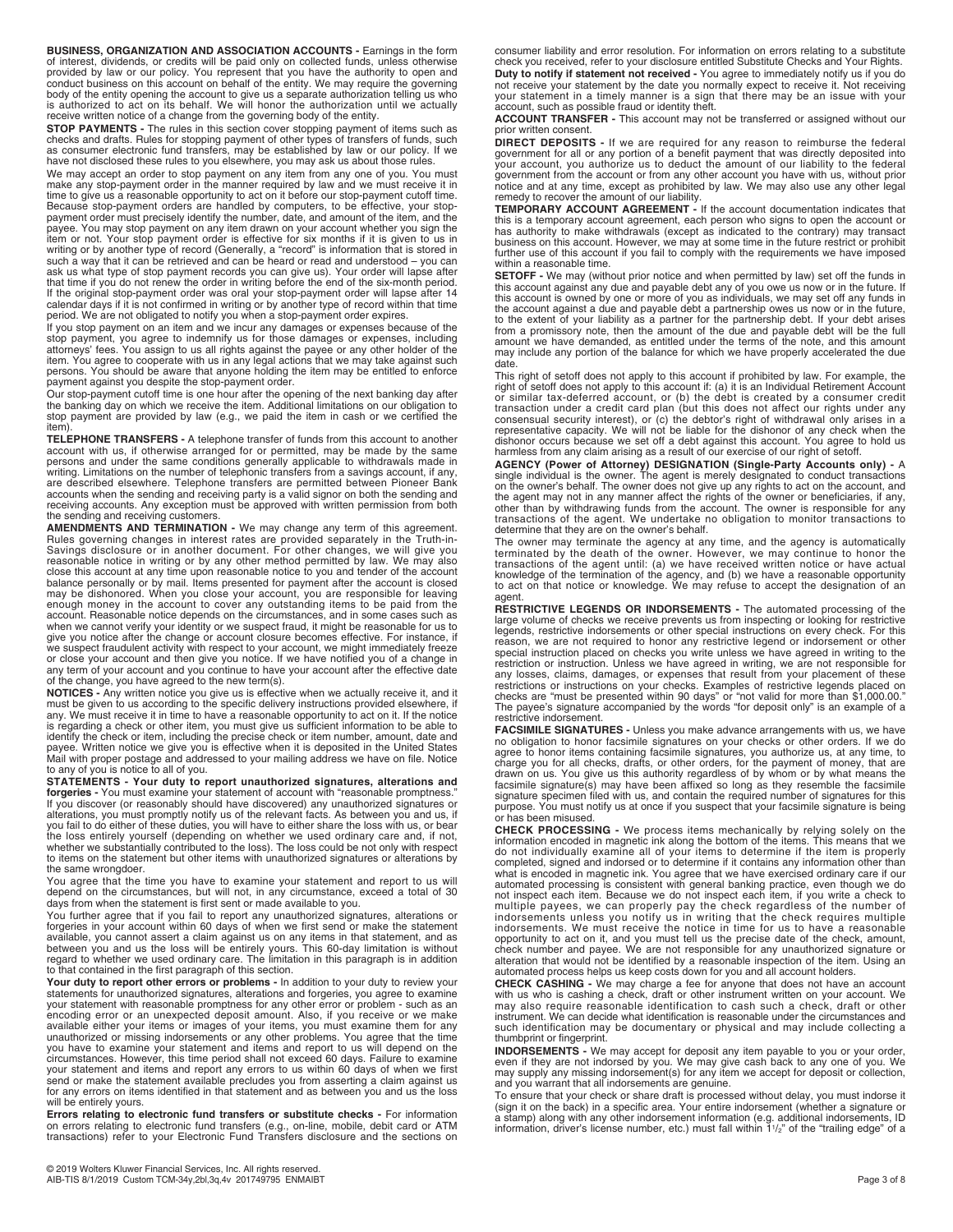**BUSINESS, ORGANIZATION AND ASSOCIATION ACCOUNTS -** Earnings in the form of interest, dividends, or credits will be paid only on collected funds, unless otherwise provided by law or our policy. You represent that you have the authority to open and conduct business on this account on behalf of the entity. We may require the governing body of the entity opening the account to give us a separate authorization telling us who is authorized to act on its behalf. We will honor the authorization until we actually receive written notice of a change from the governing body of the entity.

**STOP PAYMENTS -** The rules in this section cover stopping payment of items such as checks and drafts. Rules for stopping payment of other types of transfers of funds, such as consumer electronic fund transfers, may be established by law or our policy. If we have not disclosed these rules to you elsewhere, you may ask us about those rules.

We may accept an order to stop payment on any item from any one of you. You must make any stop-payment order in the manner required by law and we must receive it in time to give us a reasonable opportunity to act on it before our stop-payment cutoff time. Because stop-payment orders are handled by computers, to be effective, your stop-payment order must precisely identify the number, date, and amount of the item, and the payee. You may stop payment on any item drawn on your account whether you sign the item or not. Your stop payment order is effective for six months if it is given to us in writing or by another type of record (Generally, a "record" is information that is stored in such a way that it can be retrieved and can be heard or read and understood – you can ask us what type of stop payment records you can give us). Your order will lapse after that time if you do not renew the order in writing before the end of the six-month period. If the original stop-payment order was oral your stop-payment order will lapse after 14 calendar days if it is not confirmed in writing or by another type of record within that time period. We are not obligated to notify you when a stop-payment order expires.

If you stop payment on an item and we incur any damages or expenses because of the stop payment, you agree to indemnify us for those damages or expenses, including attorneys' fees. You assign to us all rights against the payee or any other holder of the item. You agree to cooperate with us in any legal actions that we may take against such persons. You should be aware that anyone holding the item may be entitled to enforce payment against you despite the stop-payment order.

Our stop-payment cutoff time is one hour after the opening of the next banking day after the banking day on which we receive the item. Additional limitations on our obligation to stop payment are provided by law (e.g., we paid the item in cash or we certified the item).

**TELEPHONE TRANSFERS -** A telephone transfer of funds from this account to another account with us, if otherwise arranged for or permitted, may be made by the same persons and under the same conditions generally applicable to withdrawals made in writing. Limitations on the number of telephonic transfers from a savings account, if any, are described elsewhere. Telephone transfers are permitted between Pioneer Bank accounts when the sending and receiving party is a valid signor on both the sending and receiving accounts. Any exception must be approved with written permission from both the sending and receiving customers.

**AMENDMENTS AND TERMINATION -** We may change any term of this agreement. Rules governing changes in interest rates are provided separately in the Truth-in-Savings disclosure or in another document. For other changes, we will give you reasonable notice in writing or by any other method permitted by law. We may also close this account at any time upon reasonable notice to you and tender of the account balance personally or by mail. Items presented for payment after the account is closed may be dishonored. When you close your account, you are responsible for leaving enough money in the account to cover any outstanding items to be paid from the account. Reasonable notice depends on the circumstances, and in some cases such as when we cannot verify your identity or we suspect fraud, it might be reasonable for us to give you notice after the change or account closure becomes effective. For instance, if we suspect fraudulent activity with respect to your account, we might immediately freeze or close your account and then give you notice. If we have notified you of a change in any term of your account and you continue to have your account after the effective date of the change, you have agreed to the new term(s).

**NOTICES -** Any written notice you give us is effective when we actually receive it, and it must be given to us according to the specific delivery instructions provided elsewhere, if any. We must receive it in time to have a reasonable opportunity to act on it. If the notice is regarding a check or other item, you must give us sufficient information to be able to identify the check or item, including the precise check or item number, amount, date and payee. Written notice we give you is effective when it is deposited in the United States Mail with proper postage and addressed to your mailing address we have on file. Notice to any of you is notice to all of you.

**STATEMENTS - Your duty to report unauthorized signatures, alterations and forgeries -** You must examine your statement of account with "reasonable promptness." If you discover (or reasonably should have discovered) any unauthorized signatures or alterations, you must promptly notify us of the relevant facts. As between you and us, if you fail to do either of these duties, you will have to either share the loss with us, or bear the loss entirely yourself (depending on whether we used ordinary care and, if not, whether we substantially contributed to the loss). The loss could be not only with respect to items on the statement but other items with unauthorized signatures or alterations by the same wrongdoer.

You agree that the time you have to examine your statement and report to us will depend on the circumstances, but will not, in any circumstance, exceed a total of 30 days from when the statement is first sent or made available to you.

You further agree that if you fail to report any unauthorized signatures, alterations or forgeries in your account within 60 days of when we first send or make the statement available, you cannot assert a claim against us on any items in that statement, and as between you and us the loss will be entirely yours. This 60-day limitation is without regard to whether we used ordinary care. The limitation in this paragraph is in addition to that contained in the first paragraph of this section.

**Your duty to report other errors or problems -** In addition to your duty to review your statements for unauthorized signatures, alterations and forgeries, you agree to examine your statement with reasonable promptness for any other error or problem - such as an encoding error or an unexpected deposit amount. Also, if you receive or we make available either your items or images of your items, you must examine them for any unauthorized or missing indorsements or any other problems. You agree that the time you have to examine your statement and items and report to us will depend on the circumstances. However, this time period shall not exceed 60 days. Failure to examine your statement and items and report any errors to us within 60 days of when we first send or make the statement available precludes you from asserting a claim against us for any errors on items identified in that statement and as between you and us the loss will be entirely yours.

**Errors relating to electronic fund transfers or substitute checks -** For information on errors relating to electronic fund transfers (e.g., on-line, mobile, debit card or ATM transactions) refer to your Electronic Fund Transfers disclosure and the sections on consumer liability and error resolution. For information on errors relating to a substitute check you received, refer to your disclosure entitled Substitute Checks and Your Rights.

**Duty to notify if statement not received -** You agree to immediately notify us if you do not receive your statement by the date you normally expect to receive it. Not receiving your statement in a timely manner is a sign that there may be an issue with your account, such as possible fraud or identity theft.

**ACCOUNT TRANSFER -** This account may not be transferred or assigned without our prior written consent.

**DIRECT DEPOSITS -** If we are required for any reason to reimburse the federal government for all or any portion of a benefit payment that was directly deposited into your account, you authorize us to deduct the amount of our liability to the federal government from the account or from any other account you have with us, without prior notice and at any time, except as prohibited by law. We may also use any other legal remedy to recover the amount of our liability.

**TEMPORARY ACCOUNT AGREEMENT -** If the account documentation indicates that this is a temporary account agreement, each person who signs to open the account or has authority to make withdrawals (except as indicated to the contrary) may transact business on this account. However, we may at some time in the future restrict or prohibit further use of this account if you fail to comply with the requirements we have imposed within a reasonable time.

**SETOFF -** We may (without prior notice and when permitted by law) set off the funds in this account against any due and payable debt any of you owe us now or in the future. If this account is owned by one or more of you as individuals, we may set off any funds in the account against a due and payable debt a partnership owes us now or in the future, to the extent of your liability as a partner for the partnership debt. If your debt arises from a promissory note, then the amount of the due and payable debt will be the full amount we have demanded, as entitled under the terms of the note, and this amount may include any portion of the balance for which we have properly accelerated the due date.

This right of setoff does not apply to this account if prohibited by law. For example, the right of setoff does not apply to this account if: (a) it is an Individual Retirement Account or similar tax-deferred account, or (b) the debt is created by a consumer credit transaction under a credit card plan (but this does not affect our rights under any consensual security interest), or (c) the debtor's right of withdrawal only arises in a representative capacity. We will not be liable for the dishonor of any check when the dishonor occurs because we set off a debt against this account. You agree to hold us harmless from any claim arising as a result of our exercise of our right of setoff.

**AGENCY (Power of Attorney) DESIGNATION (Single-Party Accounts only) -** A single individual is the owner. The agent is merely designated to conduct transactions on the owner's behalf. The owner does not give up any rights to act on the account, and the agent may not in any manner affect the rights of the owner or beneficiaries, if any, other than by withdrawing funds from the account. The owner is responsible for any transactions of the agent. We undertake no obligation to monitor transactions to determine that they are on the owner's behalf.

The owner may terminate the agency at any time, and the agency is automatically terminated by the death of the owner. However, we may continue to honor the transactions of the agent until: (a) we have received written notice or have actual knowledge of the termination of the agency, and (b) we have a reasonable opportunity to act on that notice or knowledge. We may refuse to accept the designation of an agent.

**RESTRICTIVE LEGENDS OR INDORSEMENTS -** The automated processing of the large volume of checks we receive prevents us from inspecting or looking for restrictive legends, restrictive indorsements or other special instructions on every check. For this reason, we are not required to honor any restrictive legend or indorsement or other special instruction placed on checks you write unless we have agreed in writing to the restriction or instruction. Unless we have agreed in writing, we are not responsible for any losses, claims, damages, or expenses that result from your placement of these restrictions or instructions on your checks. Examples of restrictive legends placed on checks are "must be presented within 90 days" or "not valid for more than $1,000.00." The payee's signature accompanied by the words "for deposit only" is an example of a restrictive indorsement.

**FACSIMILE SIGNATURES -** Unless you make advance arrangements with us, we have no obligation to honor facsimile signatures on your checks or other orders. If we do agree to honor items containing facsimile signatures, you authorize us, at any time, to charge you for all checks, drafts, or other orders, for the payment of money, that are drawn on us. You give us this authority regardless of by whom or by what means the facsimile signature(s) may have been affixed so long as they resemble the facsimile signature specimen filed with us, and contain the required number of signatures for this purpose. You must notify us at once if you suspect that your facsimile signature is being or has been misused.

**CHECK PROCESSING -** We process items mechanically by relying solely on the information encoded in magnetic ink along the bottom of the items. This means that we do not individually examine all of your items to determine if the item is properly completed, signed and indorsed or to determine if it contains any information other than what is encoded in magnetic ink. You agree that we have exercised ordinary care if our automated processing is consistent with general banking practice, even though we do not inspect each item. Because we do not inspect each item, if you write a check to multiple payees, we can properly pay the check regardless of the number of indorsements unless you notify us in writing that the check requires multiple indorsements. We must receive the notice in time for us to have a reasonable opportunity to act on it, and you must tell us the precise date of the check, amount, check number and payee. We are not responsible for any unauthorized signature or alteration that would not be identified by a reasonable inspection of the item. Using an automated process helps us keep costs down for you and all account holders.

**CHECK CASHING -** We may charge a fee for anyone that does not have an account with us who is cashing a check, draft or other instrument written on your account. We may also require reasonable identification to cash such a check, draft or other instrument. We can decide what identification is reasonable under the circumstances and such identification may be documentary or physical and may include collecting a thumbprint or fingerprint.

**INDORSEMENTS -** We may accept for deposit any item payable to you or your order, even if they are not indorsed by you. We may give cash back to any one of you. We may supply any missing indorsement(s) for any item we accept for deposit or collection, and you warrant that all indorsements are genuine.

To ensure that your check or share draft is processed without delay, you must indorse it (sign it on the back) in a specific area. Your entire indorsement (whether a signature or a stamp) along with any other indorsement information (e.g. additional indorsements, ID information, driver's license number, etc.) must fall within 1½" of the "trailing edge" of a

© 2019 Wolters Kluwer Financial Services, Inc. All rights reserved.
AIB-TIS 8/1/2019 Custom TCM-34y,2bl,3q,4v 201749795 ENMAIBT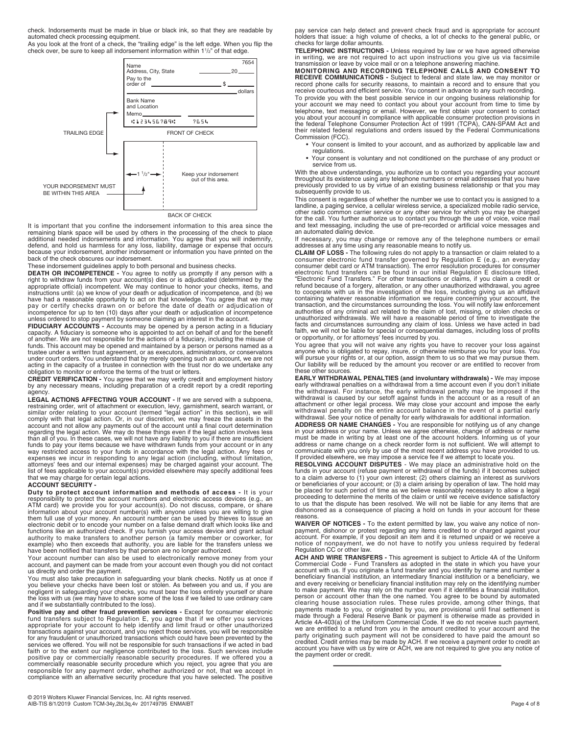check. Indorsements must be made in blue or black ink, so that they are readable by automated check processing equipment.

As you look at the front of a check, the "trailing edge" is the left edge. When you flip the check over, be sure to keep all indorsement information within 1½" of that edge.

TRAILING EDGE

FRONT OF CHECK

YOUR INDORSEMENT MUST BE WITHIN THIS AREA

Keep your indorsement out of this area.

BACK OF CHECK

It is important that you confine the indorsement information to this area since the remaining blank space will be used by others in the processing of the check to place additional needed indorsements and information. You agree that you will indemnify, defend, and hold us harmless for any loss, liability, damage or expense that occurs because your indorsement, another indorsement or information you have printed on the back of the check obscures our indorsement.

These indorsement guidelines apply to both personal and business checks.

**DEATH OR INCOMPETENCE -** You agree to notify us promptly if any person with a right to withdraw funds from your account(s) dies or is adjudicated (determined by the appropriate official) incompetent. We may continue to honor your checks, items, and instructions until: (a) we know of your death or adjudication of incompetence, and (b) we have had a reasonable opportunity to act on that knowledge. You agree that we may pay or certify checks drawn on or before the date of death or adjudication of incompetence for up to ten (10) days after your death or adjudication of incompetence unless ordered to stop payment by someone claiming an interest in the account.

**FIDUCIARY ACCOUNTS -** Accounts may be opened by a person acting in a fiduciary capacity. A fiduciary is someone who is appointed to act on behalf of and for the benefit of another. We are not responsible for the actions of a fiduciary, including the misuse of funds. This account may be opened and maintained by a person or persons named as a trustee under a written trust agreement, or as executors, administrators, or conservators under court orders. You understand that by merely opening such an account, we are not acting in the capacity of a trustee in connection with the trust nor do we undertake any obligation to monitor or enforce the terms of the trust or letters.

**CREDIT VERIFICATION -** You agree that we may verify credit and employment history by any necessary means, including preparation of a credit report by a credit reporting agency.

**LEGAL ACTIONS AFFECTING YOUR ACCOUNT -** If we are served with a subpoena, restraining order, writ of attachment or execution, levy, garnishment, search warrant, or similar order relating to your account (termed "legal action" in this section), we will comply with that legal action. Or, in our discretion, we may freeze the assets in the account and not allow any payments out of the account until a final court determination regarding the legal action. We may do these things even if the legal action involves less than all of you. In these cases, we will not have any liability to you if there are insufficient funds to pay your items because we have withdrawn funds from your account or in any way restricted access to your funds in accordance with the legal action. Any fees or expenses we incur in responding to any legal action (including, without limitation, attorneys' fees and our internal expenses) may be charged against your account. The list of fees applicable to your account(s) provided elsewhere may specify additional fees that we may charge for certain legal actions.

**ACCOUNT SECURITY -**

**Duty to protect account information and methods of access -** It is your responsibility to protect the account numbers and electronic access devices (e.g., an ATM card) we provide you for your account(s). Do not discuss, compare, or share information about your account number(s) with anyone unless you are willing to give them full use of your money. An account number can be used by thieves to issue an electronic debit or to encode your number on a false demand draft which looks like and functions like an authorized check. If you furnish your access device and grant actual authority to make transfers to another person (a family member or coworker, for example) who then exceeds that authority, you are liable for the transfers unless we have been notified that transfers by that person are no longer authorized.

Your account number can also be used to electronically remove money from your account, and payment can be made from your account even though you did not contact us directly and order the payment.

You must also take precaution in safeguarding your blank checks. Notify us at once if you believe your checks have been lost or stolen. As between you and us, if you are negligent in safeguarding your checks, you must bear the loss entirely yourself or share the loss with us (we may have to share some of the loss if we failed to use ordinary care and if we substantially contributed to the loss).

**Positive pay and other fraud prevention services -** Except for consumer electronic fund transfers subject to Regulation E, you agree that if we offer you services appropriate for your account to help identify and limit fraud or other unauthorized transactions against your account, and you reject those services, you will be responsible for any fraudulent or unauthorized transactions which could have been prevented by the services we offered. You will not be responsible for such transactions if we acted in bad faith or to the extent our negligence contributed to the loss. Such services include positive pay or commercially reasonable security procedures. If we offered you a commercially reasonable security procedure which you reject, you agree that you are responsible for any payment order, whether authorized or not, that we accept in compliance with an alternative security procedure that you have selected. The positive pay service can help detect and prevent check fraud and is appropriate for account holders that issue: a high volume of checks, a lot of checks to the general public, or checks for large dollar amounts.

**TELEPHONIC INSTRUCTIONS -** Unless required by law or we have agreed otherwise in writing, we are not required to act upon instructions you give us via facsimile transmission or leave by voice mail or on a telephone answering machine.

**MONITORING AND RECORDING TELEPHONE CALLS AND CONSENT TO RECEIVE COMMUNICATIONS -** Subject to federal and state law, we may monitor or record phone calls for security reasons, to maintain a record and to ensure that you receive courteous and efficient service. You consent in advance to any such recording.

To provide you with the best possible service in our ongoing business relationship for your account we may need to contact you about your account from time to time by telephone, text messaging or email. However, we first obtain your consent to contact you about your account in compliance with applicable consumer protection provisions in the federal Telephone Consumer Protection Act of 1991 (TCPA), CAN-SPAM Act and their related federal regulations and orders issued by the Federal Communications Commission (FCC).

- Your consent is limited to your account, and as authorized by applicable law and regulations.
- Your consent is voluntary and not conditioned on the purchase of any product or service from us.

With the above understandings, you authorize us to contact you regarding your account throughout its existence using any telephone numbers or email addresses that you have previously provided to us by virtue of an existing business relationship or that you may subsequently provide to us.

This consent is regardless of whether the number we use to contact you is assigned to a landline, a paging service, a cellular wireless service, a specialized mobile radio service, other radio common carrier service or any other service for which you may be charged for the call. You further authorize us to contact you through the use of voice, voice mail and text messaging, including the use of pre-recorded or artificial voice messages and an automated dialing device.

If necessary, you may change or remove any of the telephone numbers or email addresses at any time using any reasonable means to notify us.

**CLAIM OF LOSS -** The following rules do not apply to a transaction or claim related to a consumer electronic fund transfer governed by Regulation E (e.g., an everyday consumer debit card or ATM transaction). The error resolution procedures for consumer electronic fund transfers can be found in our initial Regulation E disclosure titled, "Electronic Fund Transfers." For other transactions or claims, if you claim a credit or refund because of a forgery, alteration, or any other unauthorized withdrawal, you agree to cooperate with us in the investigation of the loss, including giving us an affidavit containing whatever reasonable information we require concerning your account, the transaction, and the circumstances surrounding the loss. You will notify law enforcement authorities of any criminal act related to the claim of lost, missing, or stolen checks or unauthorized withdrawals. We will have a reasonable period of time to investigate the facts and circumstances surrounding any claim of loss. Unless we have acted in bad faith, we will not be liable for special or consequential damages, including loss of profits or opportunity, or for attorneys' fees incurred by you.

You agree that you will not waive any rights you have to recover your loss against anyone who is obligated to repay, insure, or otherwise reimburse you for your loss. You will pursue your rights or, at our option, assign them to us so that we may pursue them. Our liability will be reduced by the amount you recover or are entitled to recover from these other sources.

**EARLY WITHDRAWAL PENALTIES (and involuntary withdrawals) -** We may impose early withdrawal penalties on a withdrawal from a time account even if you don't initiate the withdrawal. For instance, the early withdrawal penalty may be imposed if the withdrawal is caused by our setoff against funds in the account or as a result of an attachment or other legal process. We may close your account and impose the early withdrawal penalty on the entire account balance in the event of a partial early withdrawal. See your notice of penalty for early withdrawals for additional information.

**ADDRESS OR NAME CHANGES -** You are responsible for notifying us of any change in your address or your name. Unless we agree otherwise, change of address or name must be made in writing by at least one of the account holders. Informing us of your address or name change on a check reorder form is not sufficient. We will attempt to communicate with you only by use of the most recent address you have provided to us. If provided elsewhere, we may impose a service fee if we attempt to locate you.

**RESOLVING ACCOUNT DISPUTES** - We may place an administrative hold on the funds in your account (refuse payment or withdrawal of the funds) if it becomes subject to a claim adverse to (1) your own interest; (2) others claiming an interest as survivors or beneficiaries of your account; or (3) a claim arising by operation of law. The hold may be placed for such period of time as we believe reasonably necessary to allow a legal proceeding to determine the merits of the claim or until we receive evidence satisfactory to us that the dispute has been resolved. We will not be liable for any items that are dishonored as a consequence of placing a hold on funds in your account for these reasons.

**WAIVER OF NOTICES -** To the extent permitted by law, you waive any notice of non-payment, dishonor or protest regarding any items credited to or charged against your account. For example, if you deposit an item and it is returned unpaid or we receive a notice of nonpayment, we do not have to notify you unless required by federal Regulation CC or other law.

**ACH AND WIRE TRANSFERS -** This agreement is subject to Article 4A of the Uniform Commercial Code - Fund Transfers as adopted in the state in which you have your account with us. If you originate a fund transfer and you identify by name and number a beneficiary financial institution, an intermediary financial institution or a beneficiary, we and every receiving or beneficiary financial institution may rely on the identifying number to make payment. We may rely on the number even if it identifies a financial institution, person or account other than the one named. You agree to be bound by automated clearing house association rules. These rules provide, among other things, that payments made to you, or originated by you, are provisional until final settlement is made through a Federal Reserve Bank or payment is otherwise made as provided in Article 4A-403(a) of the Uniform Commercial Code. If we do not receive such payment, we are entitled to a refund from you in the amount credited to your account and the party originating such payment will not be considered to have paid the amount so credited. Credit entries may be made by ACH. If we receive a payment order to credit an account you have with us by wire or ACH, we are not required to give you any notice of the payment order or credit.

---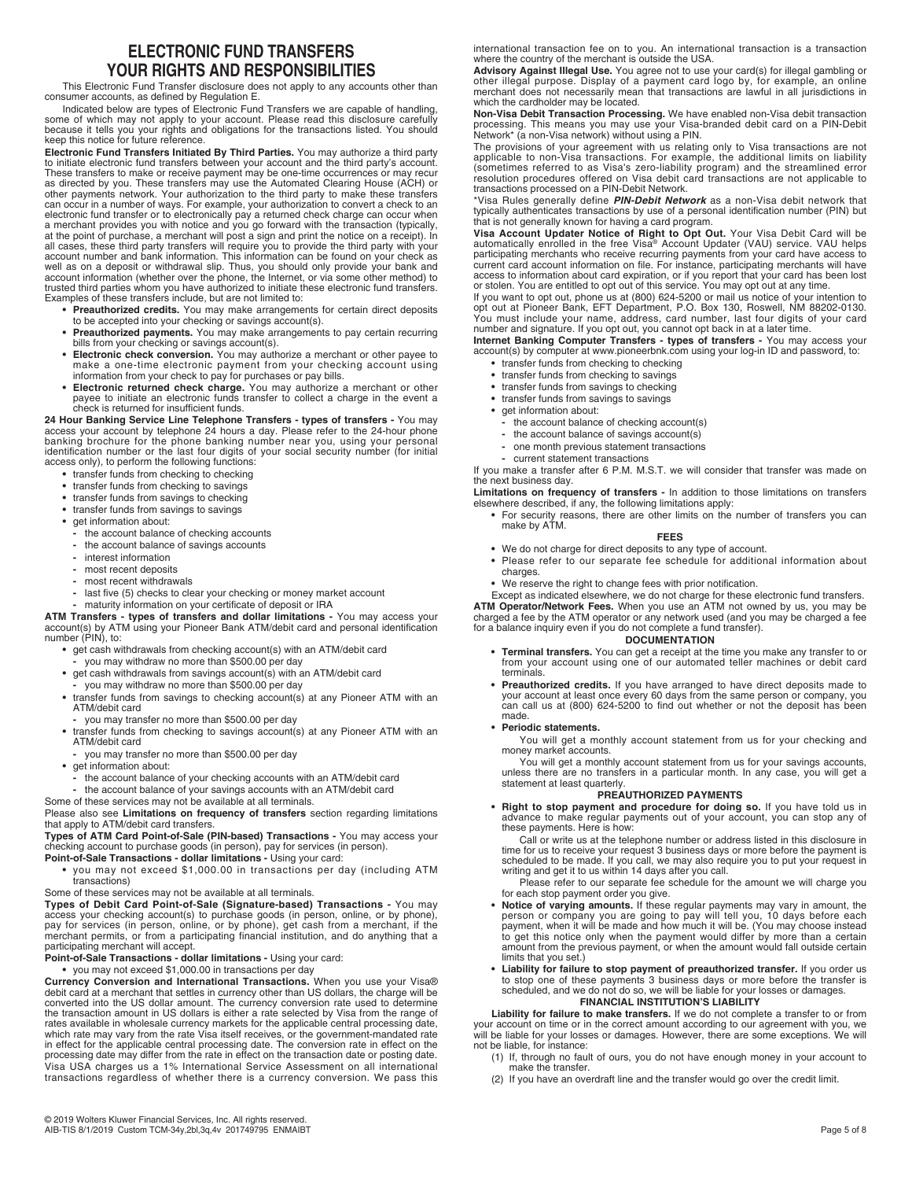# ELECTRONIC FUND TRANSFERS YOUR RIGHTS AND RESPONSIBILITIES

This Electronic Fund Transfer disclosure does not apply to any accounts other than consumer accounts, as defined by Regulation E.

Indicated below are types of Electronic Fund Transfers we are capable of handling, some of which may not apply to your account. Please read this disclosure carefully because it tells you your rights and obligations for the transactions listed. You should keep this notice for future reference.

**Electronic Fund Transfers Initiated By Third Parties.** You may authorize a third party to initiate electronic fund transfers between your account and the third party's account. These transfers to make or receive payment may be one-time occurrences or may recur as directed by you. These transfers may use the Automated Clearing House (ACH) or other payments network. Your authorization to the third party to make these transfers can occur in a number of ways. For example, your authorization to convert a check to an electronic fund transfer or to electronically pay a returned check charge can occur when a merchant provides you with notice and you go forward with the transaction (typically, at the point of purchase, a merchant will post a sign and print the notice on a receipt). In all cases, these third party transfers will require you to provide the third party with your account number and bank information. This information can be found on your check as well as on a deposit or withdrawal slip. Thus, you should only provide your bank and account information (whether over the phone, the Internet, or via some other method) to trusted third parties whom you have authorized to initiate these electronic fund transfers. Examples of these transfers include, but are not limited to:

- **Preauthorized credits.** You may make arrangements for certain direct deposits to be accepted into your checking or savings account(s).
- **Preauthorized payments.** You may make arrangements to pay certain recurring bills from your checking or savings account(s).
- **Electronic check conversion.** You may authorize a merchant or other payee to make a one-time electronic payment from your checking account using information from your check to pay for purchases or pay bills.
- **Electronic returned check charge.** You may authorize a merchant or other payee to initiate an electronic funds transfer to collect a charge in the event a check is returned for insufficient funds.

**24 Hour Banking Service Line Telephone Transfers - types of transfers -** You may access your account by telephone 24 hours a day. Please refer to the 24-hour phone banking brochure for the phone banking number near you, using your personal identification number or the last four digits of your social security number (for initial access only), to perform the following functions:

- transfer funds from checking to checking
- transfer funds from checking to savings
- transfer funds from savings to checking
- transfer funds from savings to savings
- get information about:
  - the account balance of checking accounts
  - the account balance of savings accounts
  - interest information
  - most recent deposits
  - most recent withdrawals
  - last five (5) checks to clear your checking or money market account
  - maturity information on your certificate of deposit or IRA

**ATM Transfers - types of transfers and dollar limitations -** You may access your account(s) by ATM using your Pioneer Bank ATM/debit card and personal identification number (PIN), to:

- get cash withdrawals from checking account(s) with an ATM/debit card
  - you may withdraw no more than $500.00 per day
- get cash withdrawals from savings account(s) with an ATM/debit card
  - you may withdraw no more than $500.00 per day
- transfer funds from savings to checking account(s) at any Pioneer ATM with an ATM/debit card
  - you may transfer no more than $500.00 per day
- transfer funds from checking to savings account(s) at any Pioneer ATM with an ATM/debit card
  - you may transfer no more than $500.00 per day
- get information about:
  - the account balance of your checking accounts with an ATM/debit card
  - the account balance of your savings accounts with an ATM/debit card

Some of these services may not be available at all terminals.

Please also see **Limitations on frequency of transfers** section regarding limitations that apply to ATM/debit card transfers.

**Types of ATM Card Point-of-Sale (PIN-based) Transactions -** You may access your checking account to purchase goods (in person), pay for services (in person).

**Point-of-Sale Transactions - dollar limitations -** Using your card:

- you may not exceed $1,000.00 in transactions per day (including ATM transactions)

Some of these services may not be available at all terminals.

**Types of Debit Card Point-of-Sale (Signature-based) Transactions -** You may access your checking account(s) to purchase goods (in person, online, or by phone), pay for services (in person, online, or by phone), get cash from a merchant, if the merchant permits, or from a participating financial institution, and do anything that a participating merchant will accept.

**Point-of-Sale Transactions - dollar limitations -** Using your card:

- you may not exceed $1,000.00 in transactions per day

**Currency Conversion and International Transactions.** When you use your Visa® debit card at a merchant that settles in currency other than US dollars, the charge will be converted into the US dollar amount. The currency conversion rate used to determine the transaction amount in US dollars is either a rate selected by Visa from the range of rates available in wholesale currency markets for the applicable central processing date, which rate may vary from the rate Visa itself receives, or the government-mandated rate in effect for the applicable central processing date. The conversion rate in effect on the processing date may differ from the rate in effect on the transaction date or posting date.

Visa USA charges us a 1% International Service Assessment on all international transactions regardless of whether there is a currency conversion. We pass this international transaction fee on to you. An international transaction is a transaction where the country of the merchant is outside the USA.

**Advisory Against Illegal Use.** You agree not to use your card(s) for illegal gambling or other illegal purpose. Display of a payment card logo by, for example, an online merchant does not necessarily mean that transactions are lawful in all jurisdictions in which the cardholder may be located.

**Non-Visa Debit Transaction Processing.** We have enabled non-Visa debit transaction processing. This means you may use your Visa-branded debit card on a PIN-Debit Network* (a non-Visa network) without using a PIN.

The provisions of your agreement with us relating only to Visa transactions are not applicable to non-Visa transactions. For example, the additional limits on liability (sometimes referred to as Visa's zero-liability program) and the streamlined error resolution procedures offered on Visa debit card transactions are not applicable to transactions processed on a PIN-Debit Network.

*Visa Rules generally define ***PIN-Debit Network*** as a non-Visa debit network that typically authenticates transactions by use of a personal identification number (PIN) but that is not generally known for having a card program.

**Visa Account Updater Notice of Right to Opt Out.** Your Visa Debit Card will be automatically enrolled in the free Visa® Account Updater (VAU) service. VAU helps participating merchants who receive recurring payments from your card have access to current card account information on file. For instance, participating merchants will have access to information about card expiration, or if you report that your card has been lost or stolen. You are entitled to opt out of this service. You may opt out at any time.

If you want to opt out, phone us at (800) 624-5200 or mail us notice of your intention to opt out at Pioneer Bank, EFT Department, P.O. Box 130, Roswell, NM 88202-0130. You must include your name, address, card number, last four digits of your card number and signature. If you opt out, you cannot opt back in at a later time.

**Internet Banking Computer Transfers - types of transfers -** You may access your account(s) by computer at www.pioneerbnk.com using your log-in ID and password, to:

- transfer funds from checking to checking
- transfer funds from checking to savings
- transfer funds from savings to checking
- transfer funds from savings to savings
- get information about:
  - the account balance of checking account(s)
  - the account balance of savings account(s)
  - one month previous statement transactions
  - current statement transactions

If you make a transfer after 6 P.M. M.S.T. we will consider that transfer was made on the next business day.

**Limitations on frequency of transfers -** In addition to those limitations on transfers elsewhere described, if any, the following limitations apply:

- For security reasons, there are other limits on the number of transfers you can make by ATM.

## FEES

- We do not charge for direct deposits to any type of account.
- Please refer to our separate fee schedule for additional information about charges.
- We reserve the right to change fees with prior notification.

Except as indicated elsewhere, we do not charge for these electronic fund transfers.

**ATM Operator/Network Fees.** When you use an ATM not owned by us, you may be charged a fee by the ATM operator or any network used (and you may be charged a fee for a balance inquiry even if you do not complete a fund transfer).

## DOCUMENTATION

- **Terminal transfers.** You can get a receipt at the time you make any transfer to or from your account using one of our automated teller machines or debit card terminals.
- **Preauthorized credits.** If you have arranged to have direct deposits made to your account at least once every 60 days from the same person or company, you can call us at (800) 624-5200 to find out whether or not the deposit has been made.
- **Periodic statements.**

  You will get a monthly account statement from us for your checking and money market accounts.

  You will get a monthly account statement from us for your savings accounts, unless there are no transfers in a particular month. In any case, you will get a statement at least quarterly.

## PREAUTHORIZED PAYMENTS

- **Right to stop payment and procedure for doing so.** If you have told us in advance to make regular payments out of your account, you can stop any of these payments. Here is how:

  Call or write us at the telephone number or address listed in this disclosure in time for us to receive your request 3 business days or more before the payment is scheduled to be made. If you call, we may also require you to put your request in writing and get it to us within 14 days after you call.

  Please refer to our separate fee schedule for the amount we will charge you for each stop payment order you give.
- **Notice of varying amounts.** If these regular payments may vary in amount, the person or company you are going to pay will tell you, 10 days before each payment, when it will be made and how much it will be. (You may choose instead to get this notice only when the payment would differ by more than a certain amount from the previous payment, or when the amount would fall outside certain limits that you set.)
- **Liability for failure to stop payment of preauthorized transfer.** If you order us to stop one of these payments 3 business days or more before the transfer is scheduled, and we do not do so, we will be liable for your losses or damages.

## FINANCIAL INSTITUTION'S LIABILITY

**Liability for failure to make transfers.** If we do not complete a transfer to or from your account on time or in the correct amount according to our agreement with you, we will be liable for your losses or damages. However, there are some exceptions. We will not be liable, for instance:

(1) If, through no fault of ours, you do not have enough money in your account to make the transfer.

(2) If you have an overdraft line and the transfer would go over the credit limit.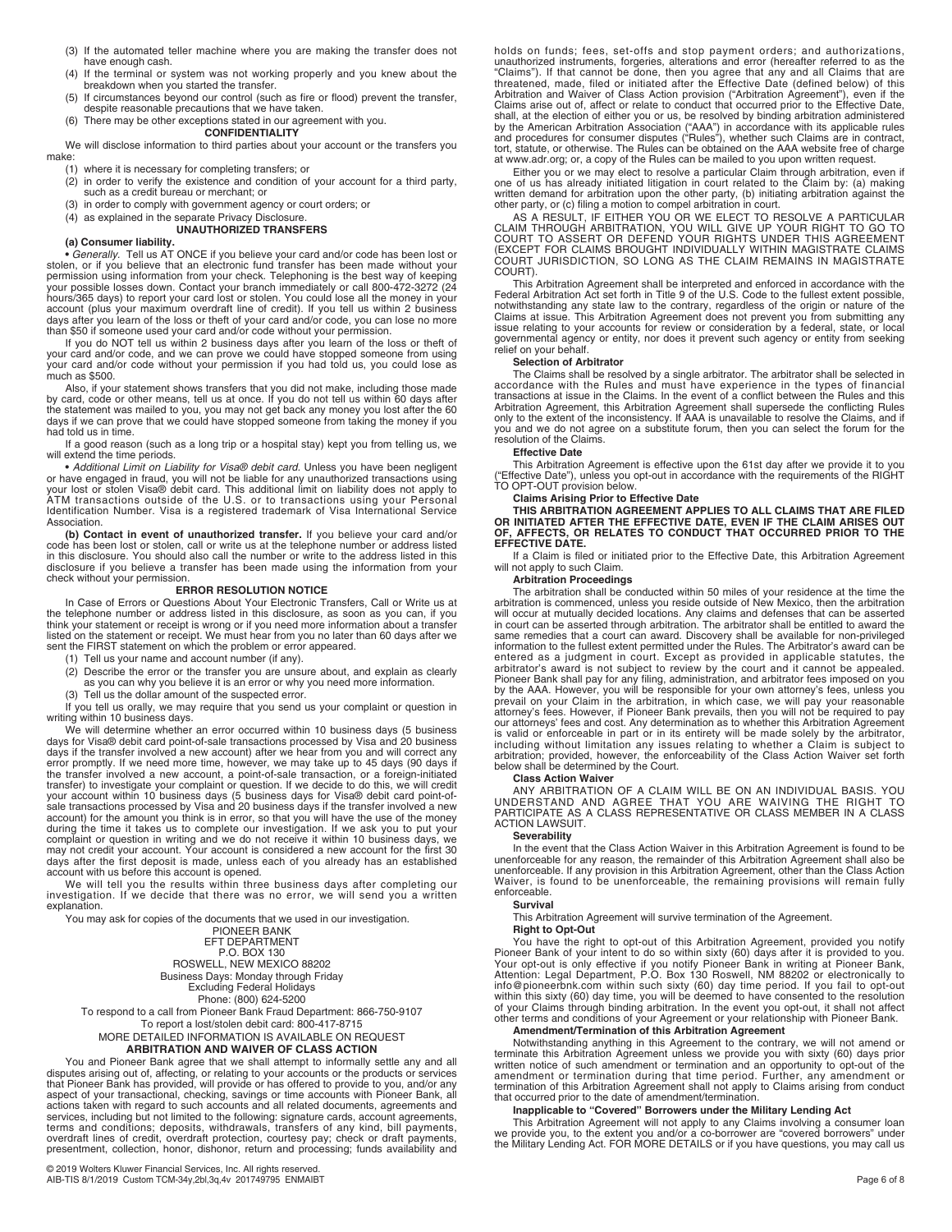(3) If the automated teller machine where you are making the transfer does not have enough cash.

(4) If the terminal or system was not working properly and you knew about the breakdown when you started the transfer.

(5) If circumstances beyond our control (such as fire or flood) prevent the transfer, despite reasonable precautions that we have taken.

(6) There may be other exceptions stated in our agreement with you.

### CONFIDENTIALITY

We will disclose information to third parties about your account or the transfers you make:

(1) where it is necessary for completing transfers; or

(2) in order to verify the existence and condition of your account for a third party, such as a credit bureau or merchant; or

(3) in order to comply with government agency or court orders; or

(4) as explained in the separate Privacy Disclosure.

### UNAUTHORIZED TRANSFERS

**(a) Consumer liability.**

• *Generally.* Tell us AT ONCE if you believe your card and/or code has been lost or stolen, or if you believe that an electronic fund transfer has been made without your permission using information from your check. Telephoning is the best way of keeping your possible losses down. Contact your branch immediately or call 800-472-3272 (24 hours/365 days) to report your card lost or stolen. You could lose all the money in your account (plus your maximum overdraft line of credit). If you tell us within 2 business days after you learn of the loss or theft of your card and/or code, you can lose no more than $50 if someone used your card and/or code without your permission.

If you do NOT tell us within 2 business days after you learn of the loss or theft of your card and/or code, and we can prove we could have stopped someone from using your card and/or code without your permission if you had told us, you could lose as much as $500.

Also, if your statement shows transfers that you did not make, including those made by card, code or other means, tell us at once. If you do not tell us within 60 days after the statement was mailed to you, you may not get back any money you lost after the 60 days if we can prove that we could have stopped someone from taking the money if you had told us in time.

If a good reason (such as a long trip or a hospital stay) kept you from telling us, we will extend the time periods.

• *Additional Limit on Liability for Visa® debit card.* Unless you have been negligent or have engaged in fraud, you will not be liable for any unauthorized transactions using your lost or stolen Visa® debit card. This additional limit on liability does not apply to ATM transactions outside of the U.S. or to transactions using your Personal Identification Number. Visa is a registered trademark of Visa International Service Association.

**(b) Contact in event of unauthorized transfer.** If you believe your card and/or code has been lost or stolen, call or write us at the telephone number or address listed in this disclosure. You should also call the number or write to the address listed in this disclosure if you believe a transfer has been made using the information from your check without your permission.

### ERROR RESOLUTION NOTICE

In Case of Errors or Questions About Your Electronic Transfers, Call or Write us at the telephone number or address listed in this disclosure, as soon as you can, if you think your statement or receipt is wrong or if you need more information about a transfer listed on the statement or receipt. We must hear from you no later than 60 days after we sent the FIRST statement on which the problem or error appeared.

(1) Tell us your name and account number (if any).

(2) Describe the error or the transfer you are unsure about, and explain as clearly as you can why you believe it is an error or why you need more information.

(3) Tell us the dollar amount of the suspected error.

If you tell us orally, we may require that you send us your complaint or question in writing within 10 business days.

We will determine whether an error occurred within 10 business days (5 business days for Visa® debit card point-of-sale transactions processed by Visa and 20 business days if the transfer involved a new account) after we hear from you and will correct any error promptly. If we need more time, however, we may take up to 45 days (90 days if the transfer involved a new account, a point-of-sale transaction, or a foreign-initiated transfer) to investigate your complaint or question. If we decide to do this, we will credit your account within 10 business days (5 business days for Visa® debit card point-of-sale transactions processed by Visa and 20 business days if the transfer involved a new account) for the amount you think is in error, so that you will have the use of the money during the time it takes us to complete our investigation. If we ask you to put your complaint or question in writing and we do not receive it within 10 business days, we may not credit your account. Your account is considered a new account for the first 30 days after the first deposit is made, unless each of you already has an established account with us before this account is opened.

We will tell you the results within three business days after completing our investigation. If we decide that there was no error, we will send you a written explanation.

You may ask for copies of the documents that we used in our investigation.

PIONEER BANK  
EFT DEPARTMENT  
P.O. BOX 130  
ROSWELL, NEW MEXICO 88202  
Business Days: Monday through Friday  
Excluding Federal Holidays  
Phone: (800) 624-5200  
To respond to a call from Pioneer Bank Fraud Department: 866-750-9107  
To report a lost/stolen debit card: 800-417-8715  
MORE DETAILED INFORMATION IS AVAILABLE ON REQUEST

### ARBITRATION AND WAIVER OF CLASS ACTION

You and Pioneer Bank agree that we shall attempt to informally settle any and all disputes arising out of, affecting, or relating to your accounts or the products or services that Pioneer Bank has provided, will provide or has offered to provide to you, and/or any aspect of your transactional, checking, savings or time accounts with Pioneer Bank, all actions taken with regard to such accounts and all related documents, agreements and services, including but not limited to the following: signature cards, account agreements, terms and conditions; deposits, withdrawals, transfers of any kind, bill payments, overdraft lines of credit, overdraft protection, courtesy pay; check or draft payments, presentment, collection, honor, dishonor, return and processing; funds availability and holds on funds; fees, set-offs and stop payment orders; and authorizations, unauthorized instruments, forgeries, alterations and error (hereafter referred to as the "Claims"). If that cannot be done, then you agree that any and all Claims that are threatened, made, filed or initiated after the Effective Date (defined below) of this Arbitration and Waiver of Class Action provision ("Arbitration Agreement"), even if the Claims arise out of, affect or relate to conduct that occurred prior to the Effective Date, shall, at the election of either you or us, be resolved by binding arbitration administered by the American Arbitration Association ("AAA") in accordance with its applicable rules and procedures for consumer disputes ("Rules"), whether such Claims are in contract, tort, statute, or otherwise. The Rules can be obtained on the AAA website free of charge at www.adr.org; or, a copy of the Rules can be mailed to you upon written request.

Either you or we may elect to resolve a particular Claim through arbitration, even if one of us has already initiated litigation in court related to the Claim by: (a) making written demand for arbitration upon the other party, (b) initiating arbitration against the other party, or (c) filing a motion to compel arbitration in court.

AS A RESULT, IF EITHER YOU OR WE ELECT TO RESOLVE A PARTICULAR CLAIM THROUGH ARBITRATION, YOU WILL GIVE UP YOUR RIGHT TO GO TO COURT TO ASSERT OR DEFEND YOUR RIGHTS UNDER THIS AGREEMENT (EXCEPT FOR CLAIMS BROUGHT INDIVIDUALLY WITHIN MAGISTRATE CLAIMS COURT JURISDICTION, SO LONG AS THE CLAIM REMAINS IN MAGISTRATE COURT).

This Arbitration Agreement shall be interpreted and enforced in accordance with the Federal Arbitration Act set forth in Title 9 of the U.S. Code to the fullest extent possible, notwithstanding any state law to the contrary, regardless of the origin or nature of the Claims at issue. This Arbitration Agreement does not prevent you from submitting any issue relating to your accounts for review or consideration by a federal, state, or local governmental agency or entity, nor does it prevent such agency or entity from seeking relief on your behalf.

**Selection of Arbitrator**

The Claims shall be resolved by a single arbitrator. The arbitrator shall be selected in accordance with the Rules and must have experience in the types of financial transactions at issue in the Claims. In the event of a conflict between the Rules and this Arbitration Agreement, this Arbitration Agreement shall supersede the conflicting Rules only to the extent of the inconsistency. If AAA is unavailable to resolve the Claims, and if you and we do not agree on a substitute forum, then you can select the forum for the resolution of the Claims.

**Effective Date**

This Arbitration Agreement is effective upon the 61st day after we provide it to you ("Effective Date"), unless you opt-out in accordance with the requirements of the RIGHT TO OPT-OUT provision below.

**Claims Arising Prior to Effective Date**

**THIS ARBITRATION AGREEMENT APPLIES TO ALL CLAIMS THAT ARE FILED OR INITIATED AFTER THE EFFECTIVE DATE, EVEN IF THE CLAIM ARISES OUT OF, AFFECTS, OR RELATES TO CONDUCT THAT OCCURRED PRIOR TO THE EFFECTIVE DATE.**

If a Claim is filed or initiated prior to the Effective Date, this Arbitration Agreement will not apply to such Claim.

**Arbitration Proceedings**

The arbitration shall be conducted within 50 miles of your residence at the time the arbitration is commenced, unless you reside outside of New Mexico, then the arbitration will occur at mutually decided locations. Any claims and defenses that can be asserted in court can be asserted through arbitration. The arbitrator shall be entitled to award the same remedies that a court can award. Discovery shall be available for non-privileged information to the fullest extent permitted under the Rules. The Arbitrator's award can be entered as a judgment in court. Except as provided in applicable statutes, the arbitrator's award is not subject to review by the court and it cannot be appealed. Pioneer Bank shall pay for any filing, administration, and arbitrator fees imposed on you by the AAA. However, you will be responsible for your own attorney's fees, unless you prevail on your Claim in the arbitration, in which case, we will pay your reasonable attorney's fees. However, if Pioneer Bank prevails, then you will not be required to pay our attorneys' fees and cost. Any determination as to whether this Arbitration Agreement is valid or enforceable in part or in its entirety will be made solely by the arbitrator, including without limitation any issues relating to whether a Claim is subject to arbitration; provided, however, the enforceability of the Class Action Waiver set forth below shall be determined by the Court.

**Class Action Waiver**

ANY ARBITRATION OF A CLAIM WILL BE ON AN INDIVIDUAL BASIS. YOU UNDERSTAND AND AGREE THAT YOU ARE WAIVING THE RIGHT TO PARTICIPATE AS A CLASS REPRESENTATIVE OR CLASS MEMBER IN A CLASS ACTION LAWSUIT.

**Severability**

In the event that the Class Action Waiver in this Arbitration Agreement is found to be unenforceable for any reason, the remainder of this Arbitration Agreement shall also be unenforceable. If any provision in this Arbitration Agreement, other than the Class Action Waiver, is found to be unenforceable, the remaining provisions will remain fully enforceable.

**Survival**

This Arbitration Agreement will survive termination of the Agreement.

**Right to Opt-Out**

You have the right to opt-out of this Arbitration Agreement, provided you notify Pioneer Bank of your intent to do so within sixty (60) days after it is provided to you. Your opt-out is only effective if you notify Pioneer Bank in writing at Pioneer Bank, Attention: Legal Department, P.O. Box 130 Roswell, NM 88202 or electronically to info@pioneerbnk.com within such sixty (60) day time period. If you fail to opt-out within this sixty (60) day time, you will be deemed to have consented to the resolution of your Claims through binding arbitration. In the event you opt-out, it shall not affect other terms and conditions of your Agreement or your relationship with Pioneer Bank.

**Amendment/Termination of this Arbitration Agreement**

Notwithstanding anything in this Agreement to the contrary, we will not amend or terminate this Arbitration Agreement unless we provide you with sixty (60) days prior written notice of such amendment or termination and an opportunity to opt-out of the amendment or termination during that time period. Further, any amendment or termination of this Arbitration Agreement shall not apply to Claims arising from conduct that occurred prior to the date of amendment/termination.

**Inapplicable to "Covered" Borrowers under the Military Lending Act**

This Arbitration Agreement will not apply to any Claims involving a consumer loan we provide you, to the extent you and/or a co-borrower are "covered borrowers" under the Military Lending Act. FOR MORE DETAILS or if you have questions, you may call us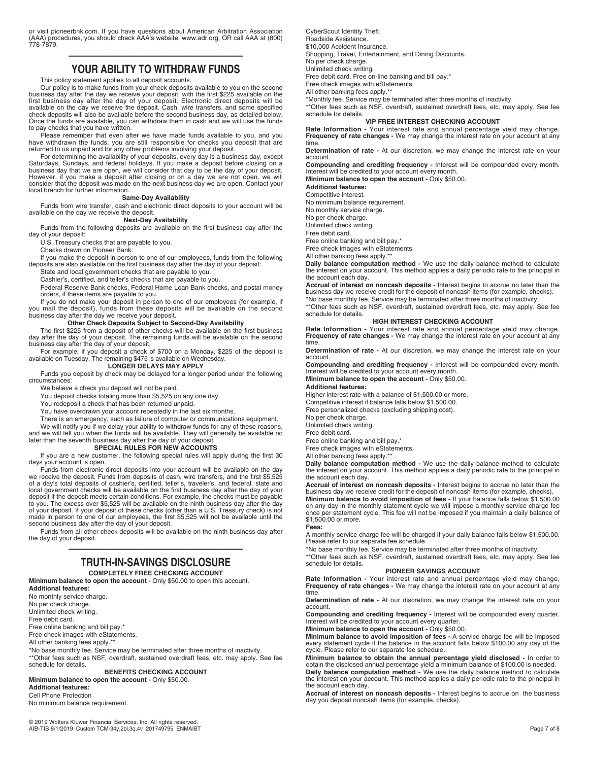or visit pioneerbnk.com. If you have questions about American Arbitration Association (AAA) procedures, you should check AAA's website, www.adr.org, OR call AAA at (800) 778-7879.

## YOUR ABILITY TO WITHDRAW FUNDS

This policy statement applies to all deposit accounts.

Our policy is to make funds from your check deposits available to you on the second business day after the day we receive your deposit, with the first $225 available on the first business day after the day of your deposit. Electronic direct deposits will be available on the day we receive the deposit. Cash, wire transfers, and some specified check deposits will also be available before the second business day, as detailed below. Once the funds are available, you can withdraw them in cash and we will use the funds to pay checks that you have written.

Please remember that even after we have made funds available to you, and you have withdrawn the funds, you are still responsible for checks you deposit that are returned to us unpaid and for any other problems involving your deposit.

For determining the availability of your deposits, every day is a business day, except Saturdays, Sundays, and federal holidays. If you make a deposit before closing on a business day that we are open, we will consider that day to be the day of your deposit. However, if you make a deposit after closing or on a day we are not open, we will consider that the deposit was made on the next business day we are open. Contact your local branch for further information.

### Same-Day Availability

Funds from wire transfer, cash and electronic direct deposits to your account will be available on the day we receive the deposit.

### Next-Day Availability

Funds from the following deposits are available on the first business day after the day of your deposit:

U.S. Treasury checks that are payable to you.

Checks drawn on Pioneer Bank.

If you make the deposit in person to one of our employees, funds from the following deposits are also available on the first business day after the day of your deposit:

State and local government checks that are payable to you.

Cashier's, certified, and teller's checks that are payable to you.

Federal Reserve Bank checks, Federal Home Loan Bank checks, and postal money orders, if these items are payable to you.

If you do not make your deposit in person to one of our employees (for example, if you mail the deposit), funds from these deposits will be available on the second business day after the day we receive your deposit.

### Other Check Deposits Subject to Second-Day Availability

The first $225 from a deposit of other checks will be available on the first business day after the day of your deposit. The remaining funds will be available on the second business day after the day of your deposit.

For example, if you deposit a check of $700 on a Monday, $225 of the deposit is available on Tuesday. The remaining $475 is available on Wednesday.

### LONGER DELAYS MAY APPLY

Funds you deposit by check may be delayed for a longer period under the following circumstances:

We believe a check you deposit will not be paid.

You deposit checks totaling more than $5,525 on any one day.

You redeposit a check that has been returned unpaid.

You have overdrawn your account repeatedly in the last six months.

There is an emergency, such as failure of computer or communications equipment.

We will notify you if we delay your ability to withdraw funds for any of these reasons, and we will tell you when the funds will be available. They will generally be available no later than the seventh business day after the day of your deposit.

### SPECIAL RULES FOR NEW ACCOUNTS

If you are a new customer, the following special rules will apply during the first 30 days your account is open.

Funds from electronic direct deposits into your account will be available on the day we receive the deposit. Funds from deposits of cash, wire transfers, and the first $5,525 of a day's total deposits of cashier's, certified, teller's, traveler's, and federal, state and local government checks will be available on the first business day after the day of your deposit if the deposit meets certain conditions. For example, the checks must be payable to you. The excess over $5,525 will be available on the ninth business day after the day of your deposit. If your deposit of these checks (other than a U.S. Treasury check) is not made in person to one of our employees, the first $5,525 will not be available until the second business day after the day of your deposit.

Funds from all other check deposits will be available on the ninth business day after the day of your deposit.

## TRUTH-IN-SAVINGS DISCLOSURE

### COMPLETELY FREE CHECKING ACCOUNT

**Minimum balance to open the account -** Only $50.00 to open this account.

**Additional features:**

No monthly service charge.
No per check charge.
Unlimited check writing.
Free debit card.
Free online banking and bill pay.*
Free check images with eStatements.
All other banking fees apply.**

*No base monthly fee. Service may be terminated after three months of inactivity.

**Other fees such as NSF, overdraft, sustained overdraft fees, etc. may apply. See fee schedule for details.

### BENEFITS CHECKING ACCOUNT

**Minimum balance to open the account -** Only $50.00.

**Additional features:**

Cell Phone Protection
No minimum balance requirement.
CyberScout Identity Theft.
Roadside Assistance.
$10,000 Accident Insurance.
Shopping, Travel, Entertainment, and Dining Discounts.
No per check charge.
Unlimited check writing.
Free debit card. Free on-line banking and bill pay.*
Free check images with eStatements.
All other banking fees apply.**

*Monthly fee. Service may be terminated after three months of inactivity.

**Other fees such as NSF, overdraft, sustained overdraft fees, etc. may apply. See fee schedule for details.

### VIP FREE INTEREST CHECKING ACCOUNT

**Rate Information -** Your interest rate and annual percentage yield may change.
**Frequency of rate changes -** We may change the interest rate on your account at any time.

**Determination of rate -** At our discretion, we may change the interest rate on your account.

**Compounding and crediting frequency -** Interest will be compounded every month. Interest will be credited to your account every month.

**Minimum balance to open the account -** Only $50.00.

**Additional features:**

Competitive interest.
No minimum balance requirement.
No monthly service charge.
No per check charge.
Unlimited check writing.
Free debit card.
Free online banking and bill pay.*
Free check images with eStatements.
All other banking fees apply.**

**Daily balance computation method -** We use the daily balance method to calculate the interest on your account. This method applies a daily periodic rate to the principal in the account each day.

**Accrual of interest on noncash deposits -** Interest begins to accrue no later than the business day we receive credit for the deposit of noncash items (for example, checks).

*No base monthly fee. Service may be terminated after three months of inactivity.

**Other fees such as NSF, overdraft, sustained overdraft fees, etc. may apply. See fee schedule for details.

### HIGH INTEREST CHECKING ACCOUNT

**Rate Information -** Your interest rate and annual percentage yield may change.
**Frequency of rate changes -** We may change the interest rate on your account at any time.

**Determination of rate -** At our discretion, we may change the interest rate on your account.

**Compounding and crediting frequency -** Interest will be compounded every month. Interest will be credited to your account every month.

**Minimum balance to open the account -** Only $50.00.

**Additional features:**

Higher interest rate with a balance of $1,500.00 or more.
Competitive interest if balance falls below $1,500.00.
Free personalized checks (excluding shipping cost).
No per check charge.
Unlimited check writing.
Free debit card.
Free online banking and bill pay.*
Free check images with eStatements.
All other banking fees apply.**

**Daily balance computation method -** We use the daily balance method to calculate the interest on your account. This method applies a daily periodic rate to the principal in the account each day.

**Accrual of interest on noncash deposits -** Interest begins to accrue no later than the business day we receive credit for the deposit of noncash items (for example, checks).

**Minimum balance to avoid imposition of fees -** If your balance falls below $1,500.00 on any day in the monthly statement cycle we will impose a monthly service charge fee once per statement cycle. This fee will not be imposed if you maintain a daily balance of $1,500.00 or more.

**Fees:**

A monthly service charge fee will be charged if your daily balance falls below $1,500.00. Please refer to our separate fee schedule.

*No base monthly fee. Service may be terminated after three months of inactivity.

**Other fees such as NSF, overdraft, sustained overdraft fees, etc. may apply. See fee schedule for details.

### PIONEER SAVINGS ACCOUNT

**Rate Information -** Your interest rate and annual percentage yield may change.
**Frequency of rate changes -** We may change the interest rate on your account at any time.

**Determination of rate -** At our discretion, we may change the interest rate on your account.

**Compounding and crediting frequency -** Interest will be compounded every quarter. Interest will be credited to your account every quarter.

**Minimum balance to open the account -** Only $50.00.

**Minimum balance to avoid imposition of fees -** A service charge fee will be imposed every statement cycle if the balance in the account falls below $100.00 any day of the cycle. Please refer to our separate fee schedule.

**Minimum balance to obtain the annual percentage yield disclosed -** In order to obtain the disclosed annual percentage yield a minimum balance of $100.00 is needed.

**Daily balance computation method -** We use the daily balance method to calculate the interest on your account. This method applies a daily periodic rate to the principal in the account each day.

**Accrual of interest on noncash deposits -** Interest begins to accrue on the business day you deposit noncash items (for example, checks).

© 2019 Wolters Kluwer Financial Services, Inc. All rights reserved.
AIB-TIS 8/1/2019 Custom TCM-34y,2bl,3q,4v 201749795 ENMAIBT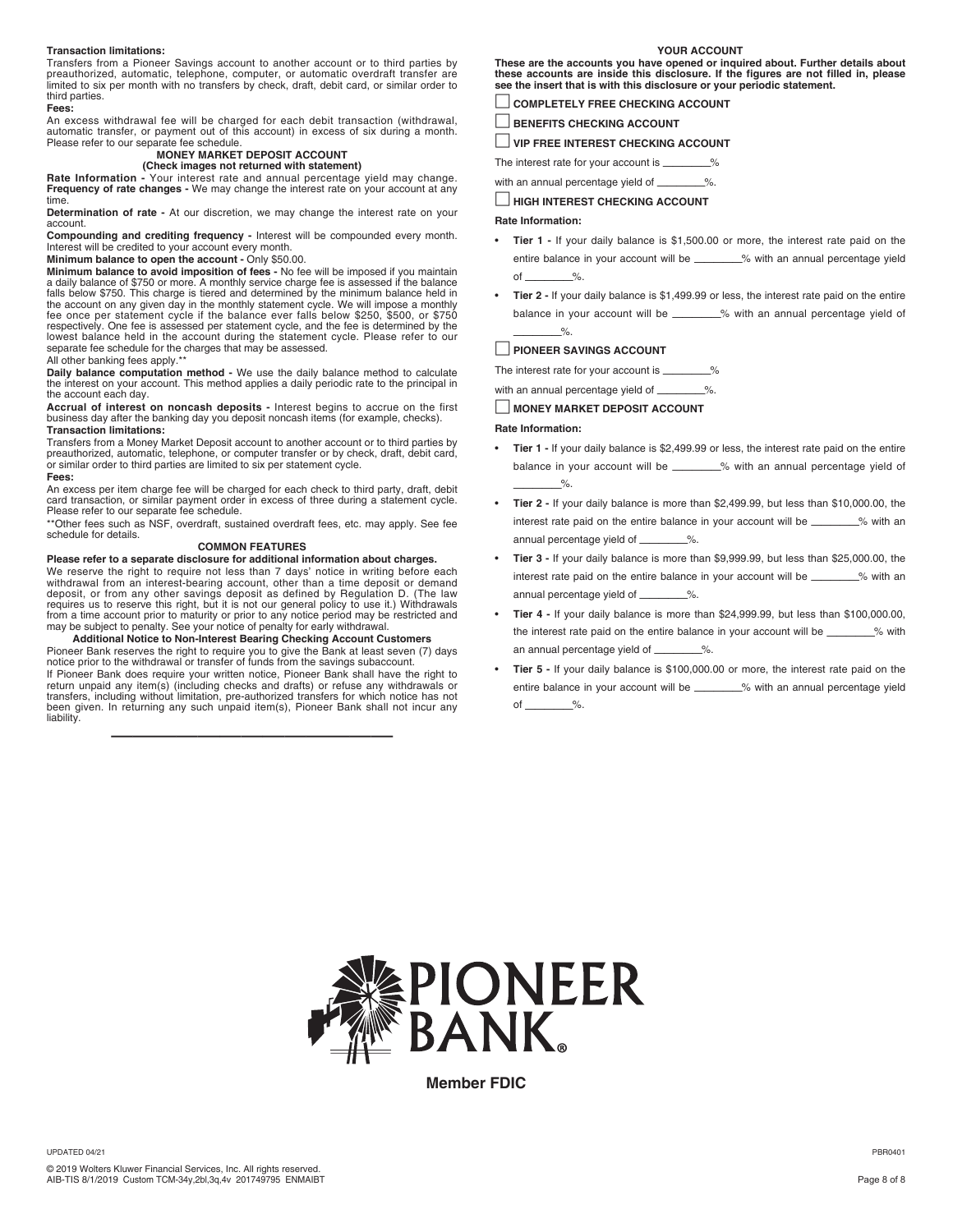**Transaction limitations:**
Transfers from a Pioneer Savings account to another account or to third parties by preauthorized, automatic, telephone, computer, or automatic overdraft transfer are limited to six per month with no transfers by check, draft, debit card, or similar order to third parties.

**Fees:**
An excess withdrawal fee will be charged for each debit transaction (withdrawal, automatic transfer, or payment out of this account) in excess of six during a month. Please refer to our separate fee schedule.

### MONEY MARKET DEPOSIT ACCOUNT
**(Check images not returned with statement)**

**Rate Information -** Your interest rate and annual percentage yield may change.
**Frequency of rate changes -** We may change the interest rate on your account at any time.

**Determination of rate -** At our discretion, we may change the interest rate on your account.

**Compounding and crediting frequency -** Interest will be compounded every month. Interest will be credited to your account every month.

**Minimum balance to open the account -** Only $50.00.

**Minimum balance to avoid imposition of fees -** No fee will be imposed if you maintain a daily balance of $750 or more. A monthly service charge fee is assessed if the balance falls below $750. This charge is tiered and determined by the minimum balance held in the account on any given day in the monthly statement cycle. We will impose a monthly fee once per statement cycle if the balance ever falls below $250, $500, or $750 respectively. One fee is assessed per statement cycle, and the fee is determined by the lowest balance held in the account during the statement cycle. Please refer to our separate fee schedule for the charges that may be assessed.
All other banking fees apply.**

**Daily balance computation method -** We use the daily balance method to calculate the interest on your account. This method applies a daily periodic rate to the principal in the account each day.

**Accrual of interest on noncash deposits -** Interest begins to accrue on the first business day after the banking day you deposit noncash items (for example, checks).

**Transaction limitations:**
Transfers from a Money Market Deposit account to another account or to third parties by preauthorized, automatic, telephone, or computer transfer or by check, draft, debit card, or similar order to third parties are limited to six per statement cycle.

**Fees:**
An excess per item charge fee will be charged for each check to third party, draft, debit card transaction, or similar payment order in excess of three during a statement cycle. Please refer to our separate fee schedule.

**Other fees such as NSF, overdraft, sustained overdraft fees, etc. may apply. See fee schedule for details.

### COMMON FEATURES

**Please refer to a separate disclosure for additional information about charges.**

We reserve the right to require not less than 7 days' notice in writing before each withdrawal from an interest-bearing account, other than a time deposit or demand deposit, or from any other savings deposit as defined by Regulation D. (The law requires us to reserve this right, but it is not our general policy to use it.) Withdrawals from a time account prior to maturity or prior to any notice period may be restricted and may be subject to penalty. See your notice of penalty for early withdrawal.

**Additional Notice to Non-Interest Bearing Checking Account Customers**

Pioneer Bank reserves the right to require you to give the Bank at least seven (7) days notice prior to the withdrawal or transfer of funds from the savings subaccount.

If Pioneer Bank does require your written notice, Pioneer Bank shall have the right to return unpaid any item(s) (including checks and drafts) or refuse any withdrawals or transfers, including without limitation, pre-authorized transfers for which notice has not been given. In returning any such unpaid item(s), Pioneer Bank shall not incur any liability.

---

### YOUR ACCOUNT

**These are the accounts you have opened or inquired about. Further details about these accounts are inside this disclosure. If the figures are not filled in, please see the insert that is with this disclosure or your periodic statement.**

☐ **COMPLETELY FREE CHECKING ACCOUNT**

☐ **BENEFITS CHECKING ACCOUNT**

☐ **VIP FREE INTEREST CHECKING ACCOUNT**

The interest rate for your account is ________%
with an annual percentage yield of ________%.

☐ **HIGH INTEREST CHECKING ACCOUNT**

**Rate Information:**

- **Tier 1 -** If your daily balance is $1,500.00 or more, the interest rate paid on the entire balance in your account will be ________% with an annual percentage yield of ________%.
- **Tier 2 -** If your daily balance is $1,499.99 or less, the interest rate paid on the entire balance in your account will be ________% with an annual percentage yield of ________%.

☐ **PIONEER SAVINGS ACCOUNT**

The interest rate for your account is ________%
with an annual percentage yield of ________%.

☐ **MONEY MARKET DEPOSIT ACCOUNT**

**Rate Information:**

- **Tier 1 -** If your daily balance is $2,499.99 or less, the interest rate paid on the entire balance in your account will be ________% with an annual percentage yield of ________%.
- **Tier 2 -** If your daily balance is more than $2,499.99, but less than $10,000.00, the interest rate paid on the entire balance in your account will be ________% with an annual percentage yield of ________%.
- **Tier 3 -** If your daily balance is more than $9,999.99, but less than $25,000.00, the interest rate paid on the entire balance in your account will be ________% with an annual percentage yield of ________%.
- **Tier 4 -** If your daily balance is more than $24,999.99, but less than $100,000.00, the interest rate paid on the entire balance in your account will be ________% with an annual percentage yield of ________%.
- **Tier 5 -** If your daily balance is $100,000.00 or more, the interest rate paid on the entire balance in your account will be ________% with an annual percentage yield of ________%.

PIONEER BANK®

**Member FDIC**

UPDATED 04/21 PBR0401

© 2019 Wolters Kluwer Financial Services, Inc. All rights reserved.
AIB-TIS 8/1/2019 Custom TCM-34y,2bl,3q,4v 201749795 ENMAIBT